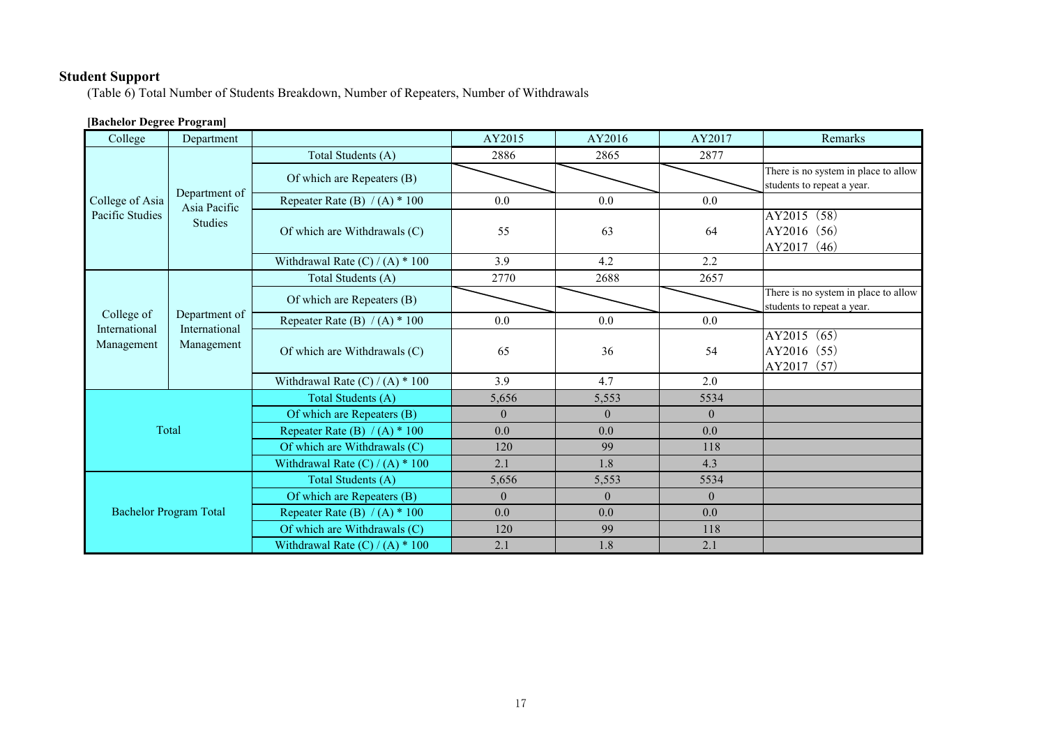## Student Support

(Table 6) Total Number of Students Breakdown, Number of Repeaters, Number of Withdrawals

**[Bachelor Degree Program]**

| College | Department | | AY2015 | AY2016 | AY2017 | Remarks |
|---|---|---|---|---|---|---|
| College of Asia Pacific Studies | Department of Asia Pacific Studies | Total Students (A) | 2886 | 2865 | 2877 | |
| | | Of which are Repeaters (B) | | | | There is no system in place to allow students to repeat a year. |
| | | Repeater Rate (B) / (A) * 100 | 0.0 | 0.0 | 0.0 | |
| | | Of which are Withdrawals (C) | 55 | 63 | 64 | AY2015（58）<br>AY2016（56）<br>AY2017（46） |
| | | Withdrawal Rate (C) / (A) * 100 | 3.9 | 4.2 | 2.2 | |
| College of International Management | Department of International Management | Total Students (A) | 2770 | 2688 | 2657 | |
| | | Of which are Repeaters (B) | | | | There is no system in place to allow students to repeat a year. |
| | | Repeater Rate (B) / (A) * 100 | 0.0 | 0.0 | 0.0 | |
| | | Of which are Withdrawals (C) | 65 | 36 | 54 | AY2015（65）<br>AY2016（55）<br>AY2017（57） |
| | | Withdrawal Rate (C) / (A) * 100 | 3.9 | 4.7 | 2.0 | |
| Total | | Total Students (A) | 5,656 | 5,553 | 5534 | |
| | | Of which are Repeaters (B) | 0 | 0 | 0 | |
| | | Repeater Rate (B) / (A) * 100 | 0.0 | 0.0 | 0.0 | |
| | | Of which are Withdrawals (C) | 120 | 99 | 118 | |
| | | Withdrawal Rate (C) / (A) * 100 | 2.1 | 1.8 | 4.3 | |
| Bachelor Program Total | | Total Students (A) | 5,656 | 5,553 | 5534 | |
| | | Of which are Repeaters (B) | 0 | 0 | 0 | |
| | | Repeater Rate (B) / (A) * 100 | 0.0 | 0.0 | 0.0 | |
| | | Of which are Withdrawals (C) | 120 | 99 | 118 | |
| | | Withdrawal Rate (C) / (A) * 100 | 2.1 | 1.8 | 2.1 | |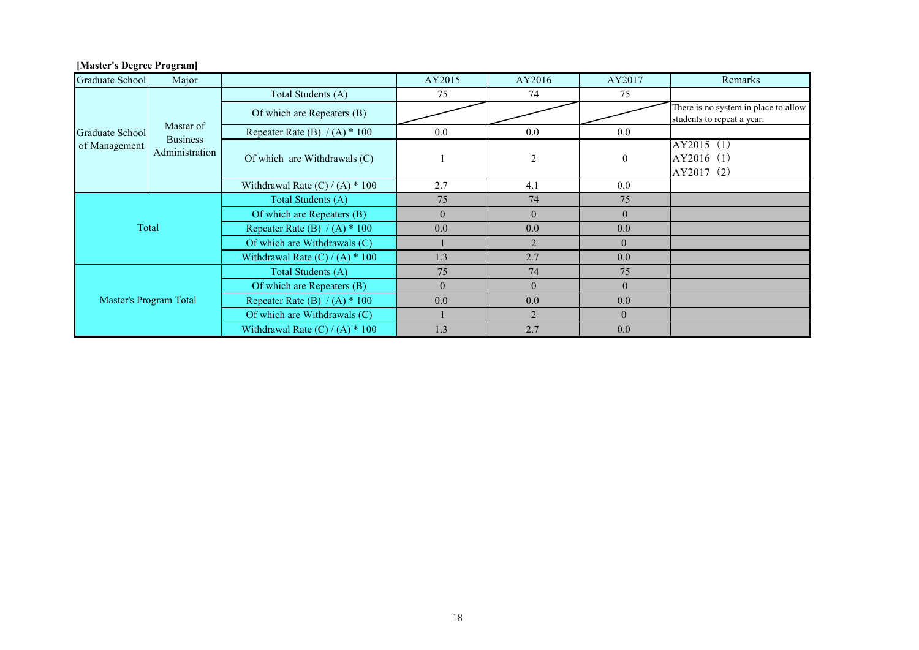**[Master's Degree Program]**

| Graduate School | Major | | AY2015 | AY2016 | AY2017 | Remarks |
|---|---|---|---|---|---|---|
| Graduate School of Management | Master of Business Administration | Total Students (A) | 75 | 74 | 75 | |
| | | Of which are Repeaters (B) | | | | There is no system in place to allow students to repeat a year. |
| | | Repeater Rate (B) / (A) * 100 | 0.0 | 0.0 | 0.0 | |
| | | Of which are Withdrawals (C) | 1 | 2 | 0 | AY2015 (1) AY2016 (1) AY2017 (2) |
| | | Withdrawal Rate (C) / (A) * 100 | 2.7 | 4.1 | 0.0 | |
| Total | | Total Students (A) | 75 | 74 | 75 | |
| | | Of which are Repeaters (B) | 0 | 0 | 0 | |
| | | Repeater Rate (B) / (A) * 100 | 0.0 | 0.0 | 0.0 | |
| | | Of which are Withdrawals (C) | 1 | 2 | 0 | |
| | | Withdrawal Rate (C) / (A) * 100 | 1.3 | 2.7 | 0.0 | |
| Master's Program Total | | Total Students (A) | 75 | 74 | 75 | |
| | | Of which are Repeaters (B) | 0 | 0 | 0 | |
| | | Repeater Rate (B) / (A) * 100 | 0.0 | 0.0 | 0.0 | |
| | | Of which are Withdrawals (C) | 1 | 2 | 0 | |
| | | Withdrawal Rate (C) / (A) * 100 | 1.3 | 2.7 | 0.0 | |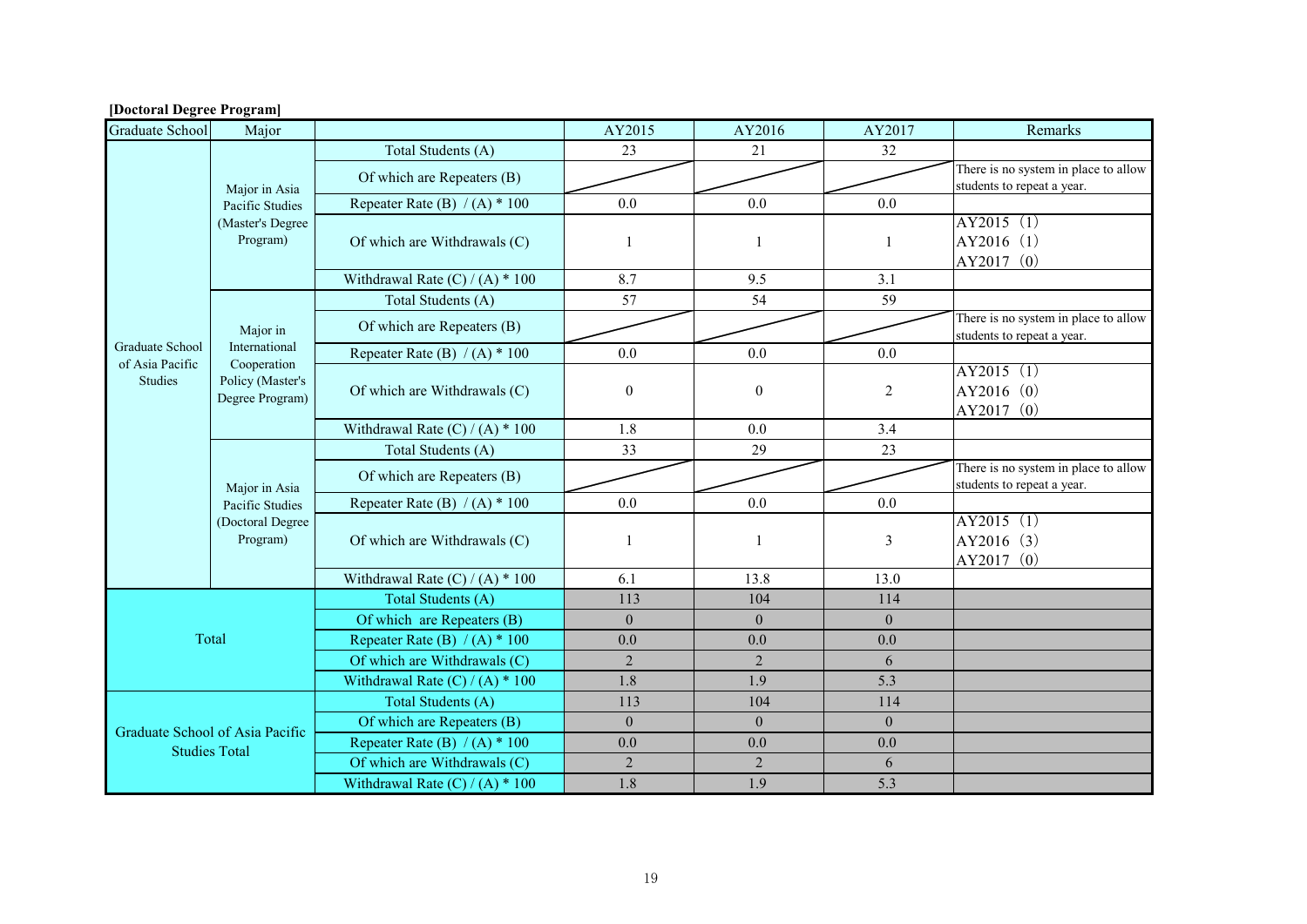**[Doctoral Degree Program]**

| Graduate School | Major | | AY2015 | AY2016 | AY2017 | Remarks |
|---|---|---|---|---|---|---|
| Graduate School of Asia Pacific Studies | Major in Asia Pacific Studies (Master's Degree Program) | Total Students (A) | 23 | 21 | 32 | |
| | | Of which are Repeaters (B) | | | | There is no system in place to allow students to repeat a year. |
| | | Repeater Rate (B) / (A) * 100 | 0.0 | 0.0 | 0.0 | |
| | | Of which are Withdrawals (C) | 1 | 1 | 1 | AY2015 (1)<br>AY2016 (1)<br>AY2017 (0) |
| | | Withdrawal Rate (C) / (A) * 100 | 8.7 | 9.5 | 3.1 | |
| | Major in International Cooperation Policy (Master's Degree Program) | Total Students (A) | 57 | 54 | 59 | |
| | | Of which are Repeaters (B) | | | | There is no system in place to allow students to repeat a year. |
| | | Repeater Rate (B) / (A) * 100 | 0.0 | 0.0 | 0.0 | |
| | | Of which are Withdrawals (C) | 0 | 0 | 2 | AY2015 (1)<br>AY2016 (0)<br>AY2017 (0) |
| | | Withdrawal Rate (C) / (A) * 100 | 1.8 | 0.0 | 3.4 | |
| | Major in Asia Pacific Studies (Doctoral Degree Program) | Total Students (A) | 33 | 29 | 23 | |
| | | Of which are Repeaters (B) | | | | There is no system in place to allow students to repeat a year. |
| | | Repeater Rate (B) / (A) * 100 | 0.0 | 0.0 | 0.0 | |
| | | Of which are Withdrawals (C) | 1 | 1 | 3 | AY2015 (1)<br>AY2016 (3)<br>AY2017 (0) |
| | | Withdrawal Rate (C) / (A) * 100 | 6.1 | 13.8 | 13.0 | |
| Total | | Total Students (A) | 113 | 104 | 114 | |
| | | Of which are Repeaters (B) | 0 | 0 | 0 | |
| | | Repeater Rate (B) / (A) * 100 | 0.0 | 0.0 | 0.0 | |
| | | Of which are Withdrawals (C) | 2 | 2 | 6 | |
| | | Withdrawal Rate (C) / (A) * 100 | 1.8 | 1.9 | 5.3 | |
| Graduate School of Asia Pacific Studies Total | | Total Students (A) | 113 | 104 | 114 | |
| | | Of which are Repeaters (B) | 0 | 0 | 0 | |
| | | Repeater Rate (B) / (A) * 100 | 0.0 | 0.0 | 0.0 | |
| | | Of which are Withdrawals (C) | 2 | 2 | 6 | |
| | | Withdrawal Rate (C) / (A) * 100 | 1.8 | 1.9 | 5.3 | |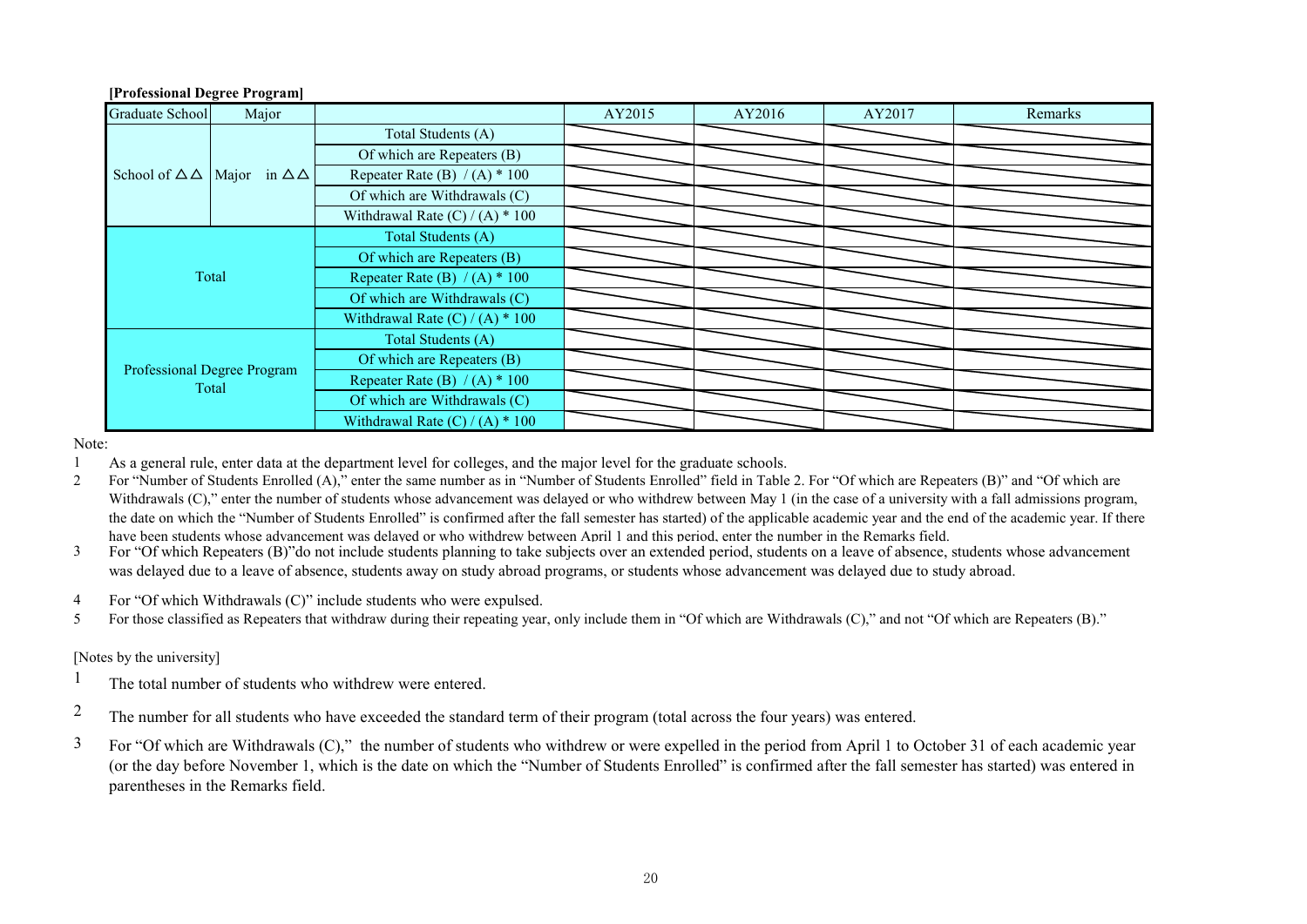**[Professional Degree Program]**

| Graduate School | Major | | AY2015 | AY2016 | AY2017 | Remarks |
|---|---|---|---|---|---|---|
| School of △△ | Major in △△ | Total Students (A) | | | | |
| | | Of which are Repeaters (B) | | | | |
| | | Repeater Rate (B) / (A) * 100 | | | | |
| | | Of which are Withdrawals (C) | | | | |
| | | Withdrawal Rate (C) / (A) * 100 | | | | |
| Total | | Total Students (A) | | | | |
| | | Of which are Repeaters (B) | | | | |
| | | Repeater Rate (B) / (A) * 100 | | | | |
| | | Of which are Withdrawals (C) | | | | |
| | | Withdrawal Rate (C) / (A) * 100 | | | | |
| Professional Degree Program Total | | Total Students (A) | | | | |
| | | Of which are Repeaters (B) | | | | |
| | | Repeater Rate (B) / (A) * 100 | | | | |
| | | Of which are Withdrawals (C) | | | | |
| | | Withdrawal Rate (C) / (A) * 100 | | | | |

Note:

1 As a general rule, enter data at the department level for colleges, and the major level for the graduate schools.

2 For "Number of Students Enrolled (A)," enter the same number as in "Number of Students Enrolled" field in Table 2. For "Of which are Repeaters (B)" and "Of which are Withdrawals (C)," enter the number of students whose advancement was delayed or who withdrew between May 1 (in the case of a university with a fall admissions program, the date on which the "Number of Students Enrolled" is confirmed after the fall semester has started) of the applicable academic year and the end of the academic year. If there have been students whose advancement was delayed or who withdrew between April 1 and this period, enter the number in the Remarks field.

3 For "Of which Repeaters (B)"do not include students planning to take subjects over an extended period, students on a leave of absence, students whose advancement was delayed due to a leave of absence, students away on study abroad programs, or students whose advancement was delayed due to study abroad.

4 For "Of which Withdrawals (C)" include students who were expulsed.

5 For those classified as Repeaters that withdraw during their repeating year, only include them in "Of which are Withdrawals (C)," and not "Of which are Repeaters (B)."

[Notes by the university]

1 The total number of students who withdrew were entered.

2 The number for all students who have exceeded the standard term of their program (total across the four years) was entered.

3 For "Of which are Withdrawals (C)," the number of students who withdrew or were expelled in the period from April 1 to October 31 of each academic year (or the day before November 1, which is the date on which the "Number of Students Enrolled" is confirmed after the fall semester has started) was entered in parentheses in the Remarks field.